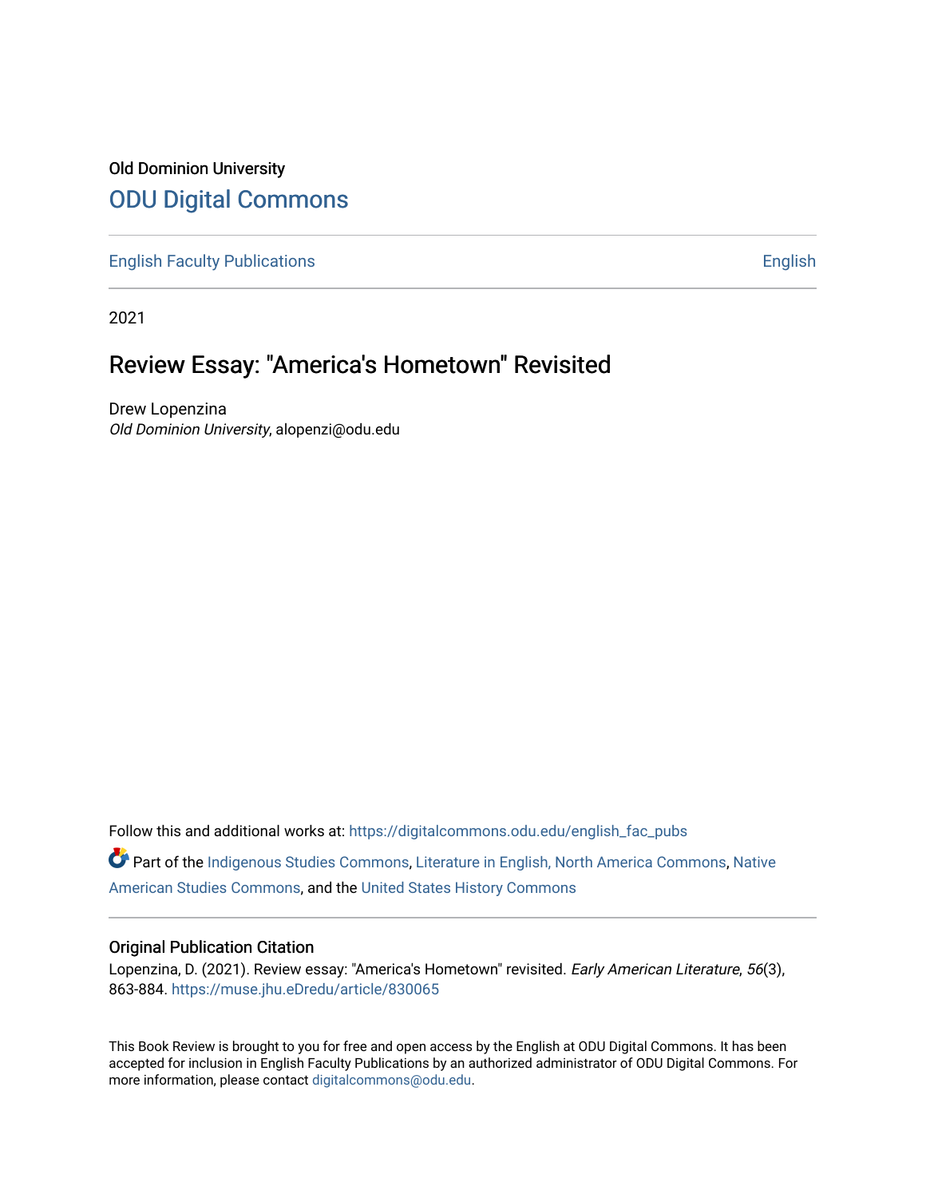Old Dominion University

## ODU Digital Commons

English Faculty Publications | English

2021

# Review Essay: "America's Hometown" Revisited

Drew Lopenzina

*Old Dominion University*, alopenzi@odu.edu

Follow this and additional works at: https://digitalcommons.odu.edu/english_fac_pubs

Part of the Indigenous Studies Commons, Literature in English, North America Commons, Native American Studies Commons, and the United States History Commons

### Original Publication Citation

Lopenzina, D. (2021). Review essay: "America's Hometown" revisited. *Early American Literature*, *56*(3), 863-884. https://muse.jhu.eDredu/article/830065

This Book Review is brought to you for free and open access by the English at ODU Digital Commons. It has been accepted for inclusion in English Faculty Publications by an authorized administrator of ODU Digital Commons. For more information, please contact digitalcommons@odu.edu.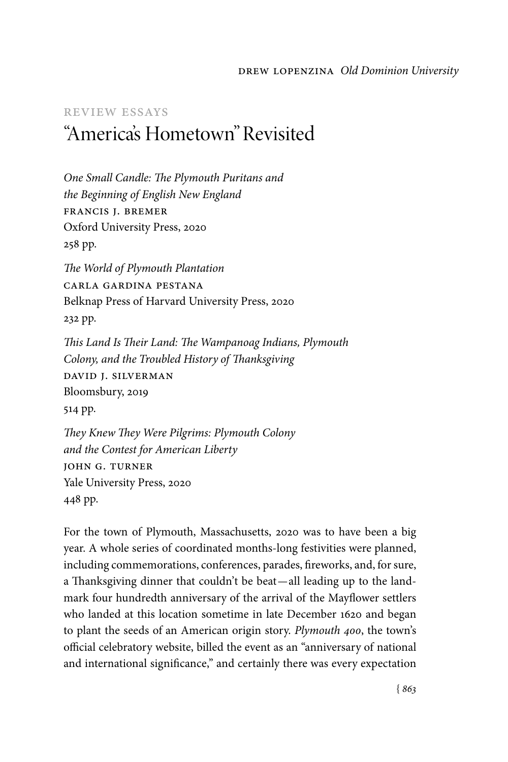DREW LOPENZINA *Old Dominion University*

REVIEW ESSAYS

# "America's Hometown" Revisited

*One Small Candle: The Plymouth Puritans and the Beginning of English New England*
FRANCIS J. BREMER
Oxford University Press, 2020
258 pp.

*The World of Plymouth Plantation*
CARLA GARDINA PESTANA
Belknap Press of Harvard University Press, 2020
232 pp.

*This Land Is Their Land: The Wampanoag Indians, Plymouth Colony, and the Troubled History of Thanksgiving*
DAVID J. SILVERMAN
Bloomsbury, 2019
514 pp.

*They Knew They Were Pilgrims: Plymouth Colony and the Contest for American Liberty*
JOHN G. TURNER
Yale University Press, 2020
448 pp.

For the town of Plymouth, Massachusetts, 2020 was to have been a big year. A whole series of coordinated months-long festivities were planned, including commemorations, conferences, parades, fireworks, and, for sure, a Thanksgiving dinner that couldn't be beat—all leading up to the landmark four hundredth anniversary of the arrival of the Mayflower settlers who landed at this location sometime in late December 1620 and began to plant the seeds of an American origin story. *Plymouth 400*, the town's official celebratory website, billed the event as an "anniversary of national and international significance," and certainly there was every expectation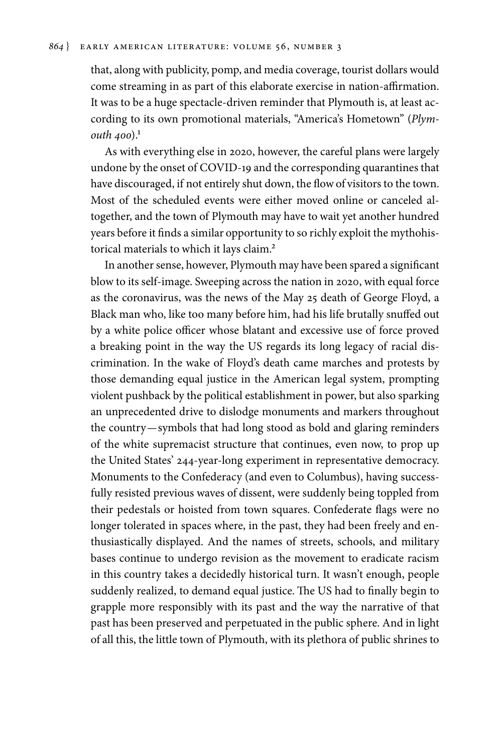that, along with publicity, pomp, and media coverage, tourist dollars would come streaming in as part of this elaborate exercise in nation-affirmation. It was to be a huge spectacle-driven reminder that Plymouth is, at least according to its own promotional materials, "America's Hometown" (*Plymouth 400*).[1]

As with everything else in 2020, however, the careful plans were largely undone by the onset of COVID-19 and the corresponding quarantines that have discouraged, if not entirely shut down, the flow of visitors to the town. Most of the scheduled events were either moved online or canceled altogether, and the town of Plymouth may have to wait yet another hundred years before it finds a similar opportunity to so richly exploit the mythohistorical materials to which it lays claim.[2]

In another sense, however, Plymouth may have been spared a significant blow to its self-image. Sweeping across the nation in 2020, with equal force as the coronavirus, was the news of the May 25 death of George Floyd, a Black man who, like too many before him, had his life brutally snuffed out by a white police officer whose blatant and excessive use of force proved a breaking point in the way the US regards its long legacy of racial discrimination. In the wake of Floyd's death came marches and protests by those demanding equal justice in the American legal system, prompting violent pushback by the political establishment in power, but also sparking an unprecedented drive to dislodge monuments and markers throughout the country—symbols that had long stood as bold and glaring reminders of the white supremacist structure that continues, even now, to prop up the United States' 244-year-long experiment in representative democracy. Monuments to the Confederacy (and even to Columbus), having successfully resisted previous waves of dissent, were suddenly being toppled from their pedestals or hoisted from town squares. Confederate flags were no longer tolerated in spaces where, in the past, they had been freely and enthusiastically displayed. And the names of streets, schools, and military bases continue to undergo revision as the movement to eradicate racism in this country takes a decidedly historical turn. It wasn't enough, people suddenly realized, to demand equal justice. The US had to finally begin to grapple more responsibly with its past and the way the narrative of that past has been preserved and perpetuated in the public sphere. And in light of all this, the little town of Plymouth, with its plethora of public shrines to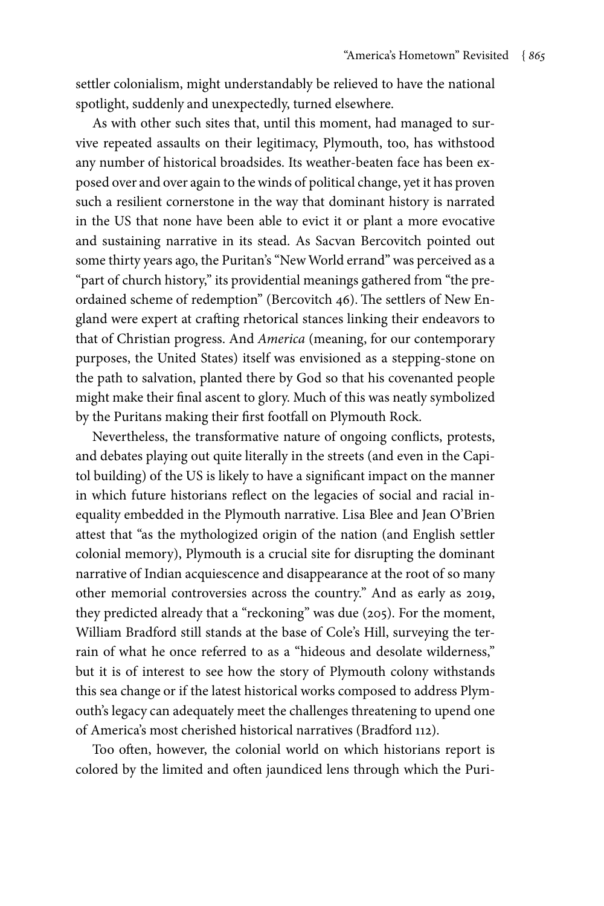settler colonialism, might understandably be relieved to have the national spotlight, suddenly and unexpectedly, turned elsewhere.

As with other such sites that, until this moment, had managed to survive repeated assaults on their legitimacy, Plymouth, too, has withstood any number of historical broadsides. Its weather-beaten face has been exposed over and over again to the winds of political change, yet it has proven such a resilient cornerstone in the way that dominant history is narrated in the US that none have been able to evict it or plant a more evocative and sustaining narrative in its stead. As Sacvan Bercovitch pointed out some thirty years ago, the Puritan's "New World errand" was perceived as a "part of church history," its providential meanings gathered from "the preordained scheme of redemption" (Bercovitch 46). The settlers of New England were expert at crafting rhetorical stances linking their endeavors to that of Christian progress. And *America* (meaning, for our contemporary purposes, the United States) itself was envisioned as a stepping-stone on the path to salvation, planted there by God so that his covenanted people might make their final ascent to glory. Much of this was neatly symbolized by the Puritans making their first footfall on Plymouth Rock.

Nevertheless, the transformative nature of ongoing conflicts, protests, and debates playing out quite literally in the streets (and even in the Capitol building) of the US is likely to have a significant impact on the manner in which future historians reflect on the legacies of social and racial inequality embedded in the Plymouth narrative. Lisa Blee and Jean O'Brien attest that "as the mythologized origin of the nation (and English settler colonial memory), Plymouth is a crucial site for disrupting the dominant narrative of Indian acquiescence and disappearance at the root of so many other memorial controversies across the country." And as early as 2019, they predicted already that a "reckoning" was due (205). For the moment, William Bradford still stands at the base of Cole's Hill, surveying the terrain of what he once referred to as a "hideous and desolate wilderness," but it is of interest to see how the story of Plymouth colony withstands this sea change or if the latest historical works composed to address Plymouth's legacy can adequately meet the challenges threatening to upend one of America's most cherished historical narratives (Bradford 112).

Too often, however, the colonial world on which historians report is colored by the limited and often jaundiced lens through which the Puri-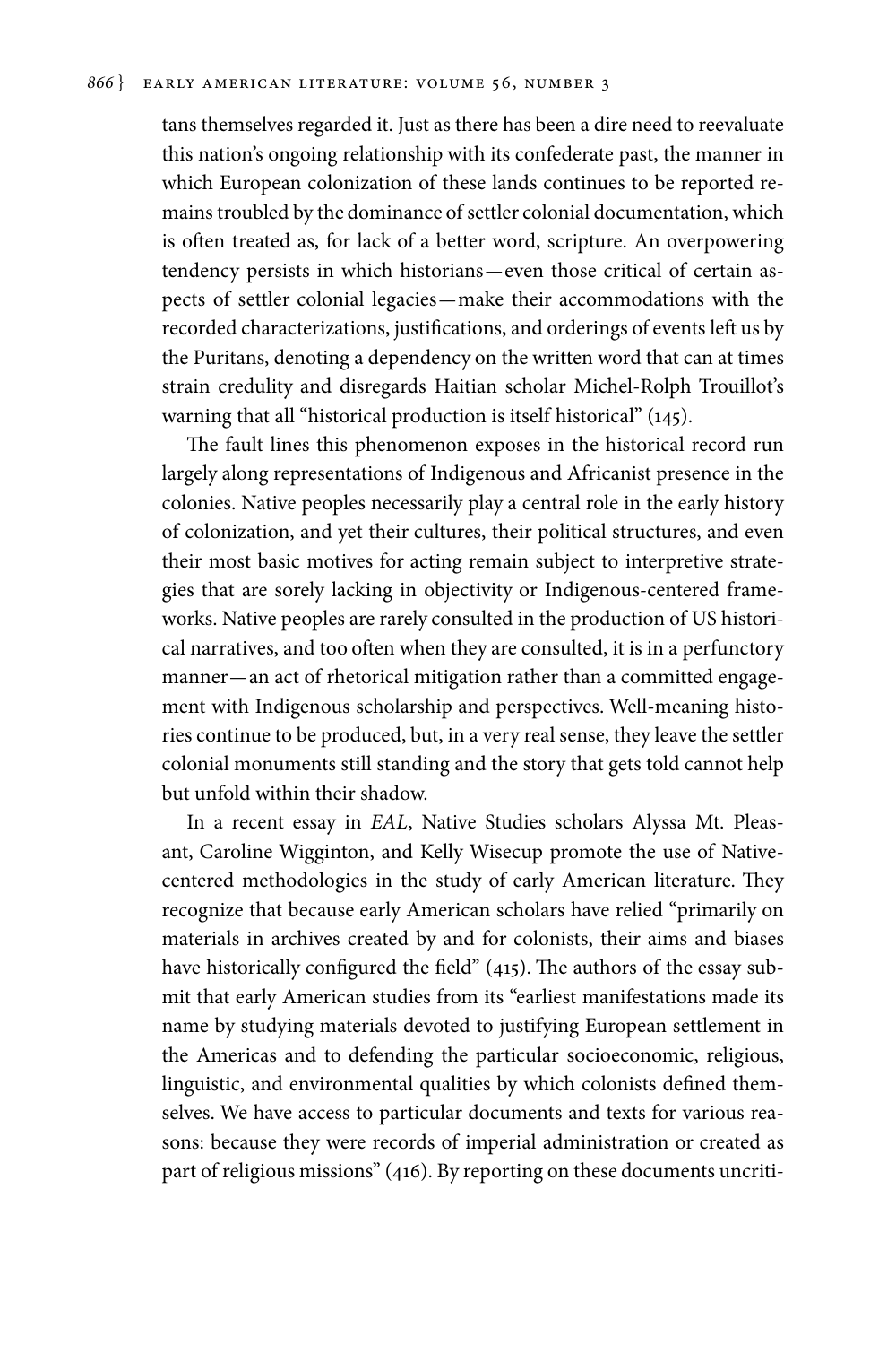tans themselves regarded it. Just as there has been a dire need to reevaluate this nation's ongoing relationship with its confederate past, the manner in which European colonization of these lands continues to be reported remains troubled by the dominance of settler colonial documentation, which is often treated as, for lack of a better word, scripture. An overpowering tendency persists in which historians—even those critical of certain aspects of settler colonial legacies—make their accommodations with the recorded characterizations, justifications, and orderings of events left us by the Puritans, denoting a dependency on the written word that can at times strain credulity and disregards Haitian scholar Michel-Rolph Trouillot's warning that all "historical production is itself historical" (145).

The fault lines this phenomenon exposes in the historical record run largely along representations of Indigenous and Africanist presence in the colonies. Native peoples necessarily play a central role in the early history of colonization, and yet their cultures, their political structures, and even their most basic motives for acting remain subject to interpretive strategies that are sorely lacking in objectivity or Indigenous-centered frameworks. Native peoples are rarely consulted in the production of US historical narratives, and too often when they are consulted, it is in a perfunctory manner—an act of rhetorical mitigation rather than a committed engagement with Indigenous scholarship and perspectives. Well-meaning histories continue to be produced, but, in a very real sense, they leave the settler colonial monuments still standing and the story that gets told cannot help but unfold within their shadow.

In a recent essay in *EAL*, Native Studies scholars Alyssa Mt. Pleasant, Caroline Wigginton, and Kelly Wisecup promote the use of Native-centered methodologies in the study of early American literature. They recognize that because early American scholars have relied "primarily on materials in archives created by and for colonists, their aims and biases have historically configured the field" (415). The authors of the essay submit that early American studies from its "earliest manifestations made its name by studying materials devoted to justifying European settlement in the Americas and to defending the particular socioeconomic, religious, linguistic, and environmental qualities by which colonists defined themselves. We have access to particular documents and texts for various reasons: because they were records of imperial administration or created as part of religious missions" (416). By reporting on these documents uncriti-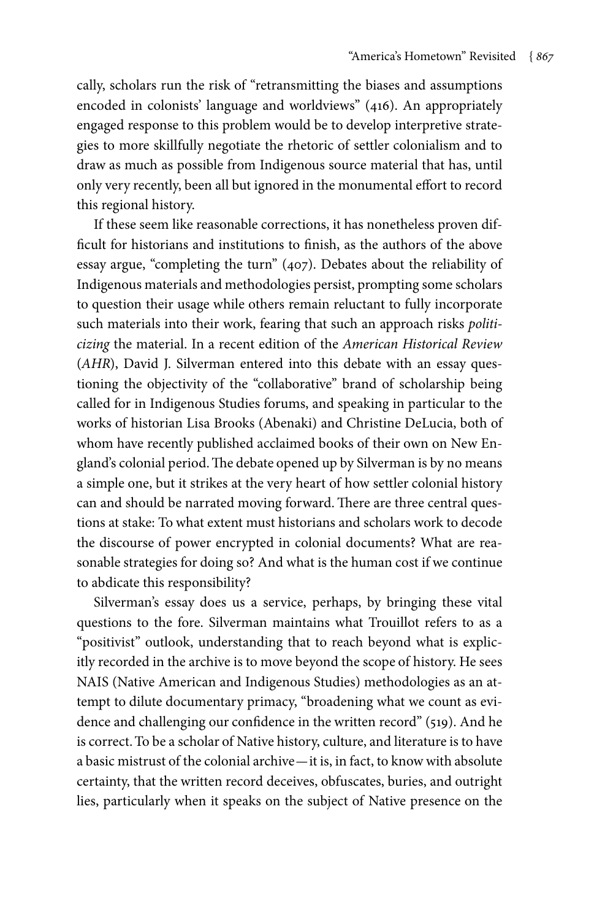cally, scholars run the risk of "retransmitting the biases and assumptions encoded in colonists' language and worldviews" (416). An appropriately engaged response to this problem would be to develop interpretive strategies to more skillfully negotiate the rhetoric of settler colonialism and to draw as much as possible from Indigenous source material that has, until only very recently, been all but ignored in the monumental effort to record this regional history.

If these seem like reasonable corrections, it has nonetheless proven difficult for historians and institutions to finish, as the authors of the above essay argue, "completing the turn" (407). Debates about the reliability of Indigenous materials and methodologies persist, prompting some scholars to question their usage while others remain reluctant to fully incorporate such materials into their work, fearing that such an approach risks *politicizing* the material. In a recent edition of the *American Historical Review* (*AHR*), David J. Silverman entered into this debate with an essay questioning the objectivity of the "collaborative" brand of scholarship being called for in Indigenous Studies forums, and speaking in particular to the works of historian Lisa Brooks (Abenaki) and Christine DeLucia, both of whom have recently published acclaimed books of their own on New England's colonial period. The debate opened up by Silverman is by no means a simple one, but it strikes at the very heart of how settler colonial history can and should be narrated moving forward. There are three central questions at stake: To what extent must historians and scholars work to decode the discourse of power encrypted in colonial documents? What are reasonable strategies for doing so? And what is the human cost if we continue to abdicate this responsibility?

Silverman's essay does us a service, perhaps, by bringing these vital questions to the fore. Silverman maintains what Trouillot refers to as a "positivist" outlook, understanding that to reach beyond what is explicitly recorded in the archive is to move beyond the scope of history. He sees NAIS (Native American and Indigenous Studies) methodologies as an attempt to dilute documentary primacy, "broadening what we count as evidence and challenging our confidence in the written record" (519). And he is correct. To be a scholar of Native history, culture, and literature is to have a basic mistrust of the colonial archive—it is, in fact, to know with absolute certainty, that the written record deceives, obfuscates, buries, and outright lies, particularly when it speaks on the subject of Native presence on the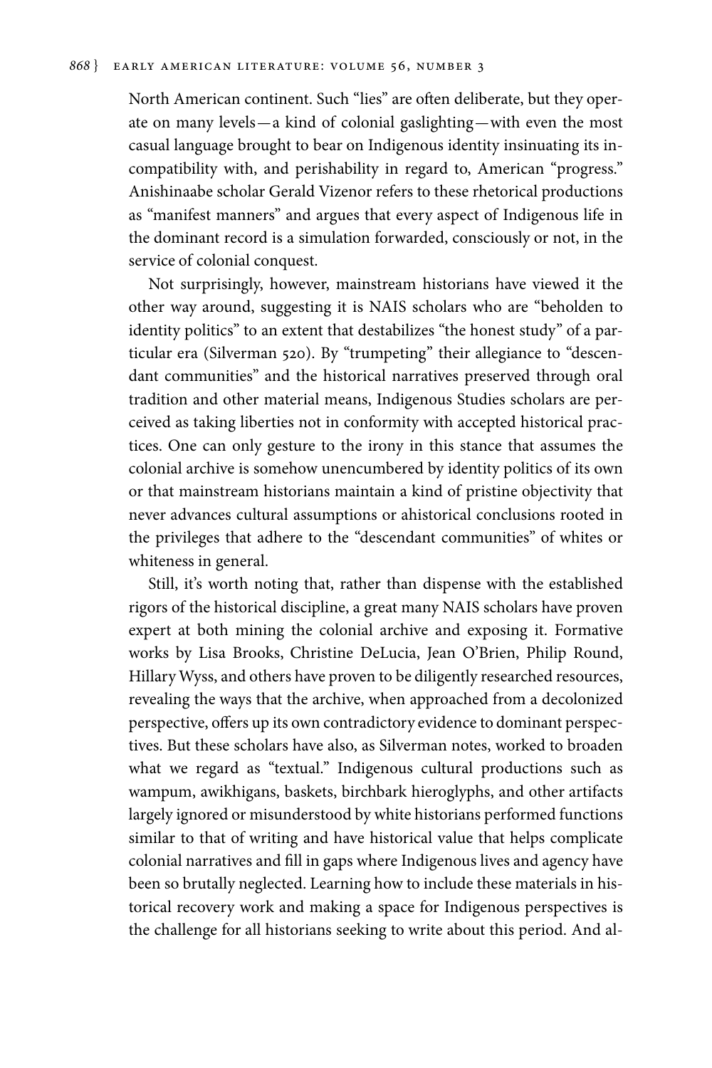North American continent. Such "lies" are often deliberate, but they operate on many levels—a kind of colonial gaslighting—with even the most casual language brought to bear on Indigenous identity insinuating its incompatibility with, and perishability in regard to, American "progress." Anishinaabe scholar Gerald Vizenor refers to these rhetorical productions as "manifest manners" and argues that every aspect of Indigenous life in the dominant record is a simulation forwarded, consciously or not, in the service of colonial conquest.

Not surprisingly, however, mainstream historians have viewed it the other way around, suggesting it is NAIS scholars who are "beholden to identity politics" to an extent that destabilizes "the honest study" of a particular era (Silverman 520). By "trumpeting" their allegiance to "descendant communities" and the historical narratives preserved through oral tradition and other material means, Indigenous Studies scholars are perceived as taking liberties not in conformity with accepted historical practices. One can only gesture to the irony in this stance that assumes the colonial archive is somehow unencumbered by identity politics of its own or that mainstream historians maintain a kind of pristine objectivity that never advances cultural assumptions or ahistorical conclusions rooted in the privileges that adhere to the "descendant communities" of whites or whiteness in general.

Still, it's worth noting that, rather than dispense with the established rigors of the historical discipline, a great many NAIS scholars have proven expert at both mining the colonial archive and exposing it. Formative works by Lisa Brooks, Christine DeLucia, Jean O'Brien, Philip Round, Hillary Wyss, and others have proven to be diligently researched resources, revealing the ways that the archive, when approached from a decolonized perspective, offers up its own contradictory evidence to dominant perspectives. But these scholars have also, as Silverman notes, worked to broaden what we regard as "textual." Indigenous cultural productions such as wampum, awikhigans, baskets, birchbark hieroglyphs, and other artifacts largely ignored or misunderstood by white historians performed functions similar to that of writing and have historical value that helps complicate colonial narratives and fill in gaps where Indigenous lives and agency have been so brutally neglected. Learning how to include these materials in historical recovery work and making a space for Indigenous perspectives is the challenge for all historians seeking to write about this period. And al-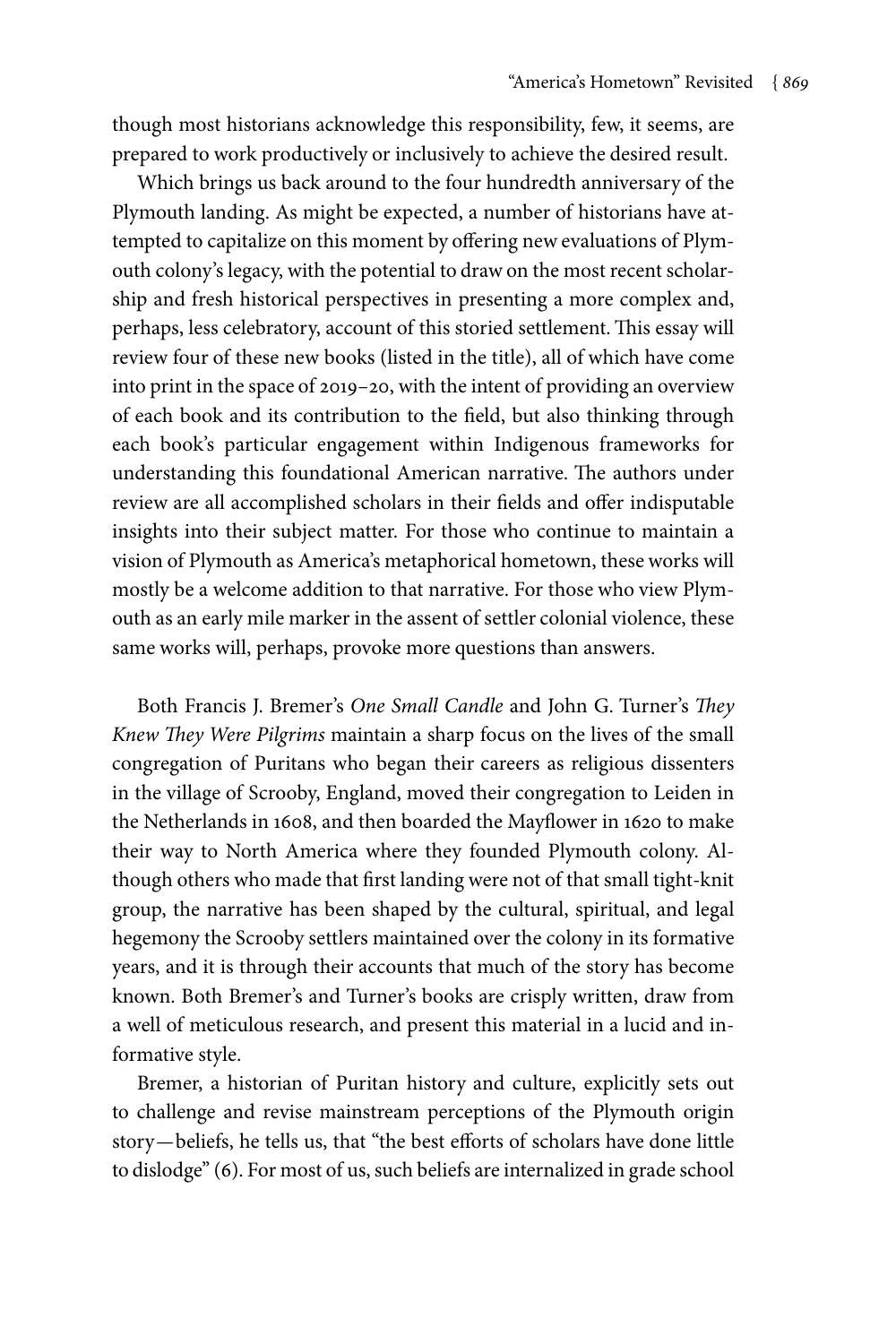though most historians acknowledge this responsibility, few, it seems, are prepared to work productively or inclusively to achieve the desired result.

Which brings us back around to the four hundredth anniversary of the Plymouth landing. As might be expected, a number of historians have attempted to capitalize on this moment by offering new evaluations of Plymouth colony's legacy, with the potential to draw on the most recent scholarship and fresh historical perspectives in presenting a more complex and, perhaps, less celebratory, account of this storied settlement. This essay will review four of these new books (listed in the title), all of which have come into print in the space of 2019–20, with the intent of providing an overview of each book and its contribution to the field, but also thinking through each book's particular engagement within Indigenous frameworks for understanding this foundational American narrative. The authors under review are all accomplished scholars in their fields and offer indisputable insights into their subject matter. For those who continue to maintain a vision of Plymouth as America's metaphorical hometown, these works will mostly be a welcome addition to that narrative. For those who view Plymouth as an early mile marker in the assent of settler colonial violence, these same works will, perhaps, provoke more questions than answers.

Both Francis J. Bremer's *One Small Candle* and John G. Turner's *They Knew They Were Pilgrims* maintain a sharp focus on the lives of the small congregation of Puritans who began their careers as religious dissenters in the village of Scrooby, England, moved their congregation to Leiden in the Netherlands in 1608, and then boarded the Mayflower in 1620 to make their way to North America where they founded Plymouth colony. Although others who made that first landing were not of that small tight-knit group, the narrative has been shaped by the cultural, spiritual, and legal hegemony the Scrooby settlers maintained over the colony in its formative years, and it is through their accounts that much of the story has become known. Both Bremer's and Turner's books are crisply written, draw from a well of meticulous research, and present this material in a lucid and informative style.

Bremer, a historian of Puritan history and culture, explicitly sets out to challenge and revise mainstream perceptions of the Plymouth origin story—beliefs, he tells us, that "the best efforts of scholars have done little to dislodge" (6). For most of us, such beliefs are internalized in grade school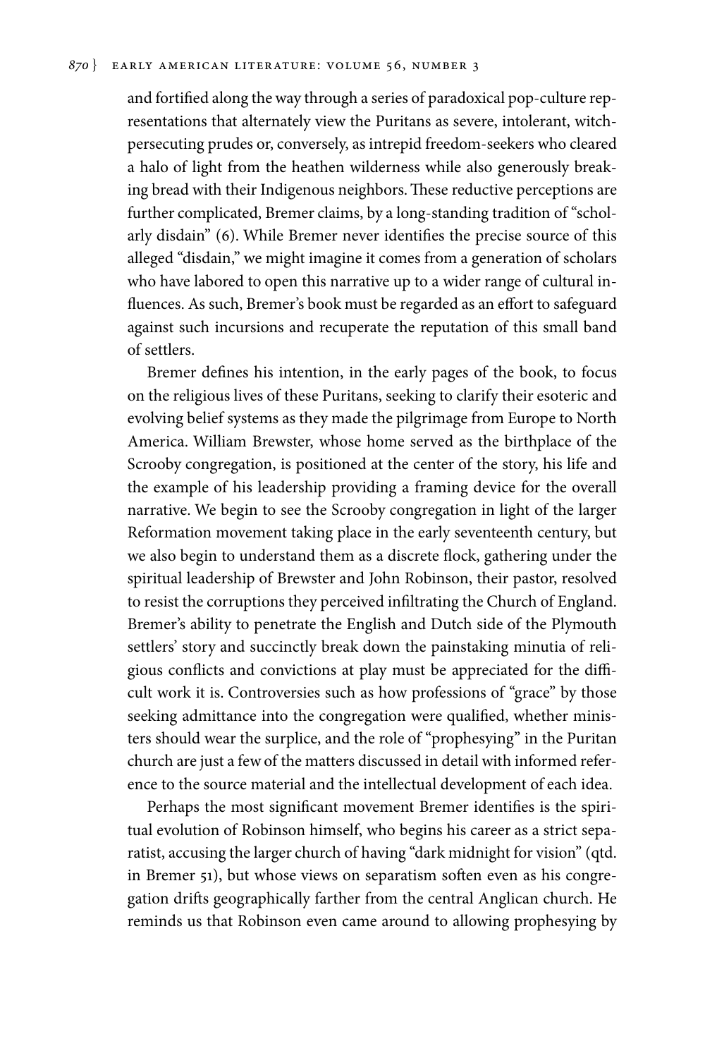and fortified along the way through a series of paradoxical pop-culture representations that alternately view the Puritans as severe, intolerant, witch-persecuting prudes or, conversely, as intrepid freedom-seekers who cleared a halo of light from the heathen wilderness while also generously breaking bread with their Indigenous neighbors. These reductive perceptions are further complicated, Bremer claims, by a long-standing tradition of "scholarly disdain" (6). While Bremer never identifies the precise source of this alleged "disdain," we might imagine it comes from a generation of scholars who have labored to open this narrative up to a wider range of cultural influences. As such, Bremer's book must be regarded as an effort to safeguard against such incursions and recuperate the reputation of this small band of settlers.

Bremer defines his intention, in the early pages of the book, to focus on the religious lives of these Puritans, seeking to clarify their esoteric and evolving belief systems as they made the pilgrimage from Europe to North America. William Brewster, whose home served as the birthplace of the Scrooby congregation, is positioned at the center of the story, his life and the example of his leadership providing a framing device for the overall narrative. We begin to see the Scrooby congregation in light of the larger Reformation movement taking place in the early seventeenth century, but we also begin to understand them as a discrete flock, gathering under the spiritual leadership of Brewster and John Robinson, their pastor, resolved to resist the corruptions they perceived infiltrating the Church of England. Bremer's ability to penetrate the English and Dutch side of the Plymouth settlers' story and succinctly break down the painstaking minutia of religious conflicts and convictions at play must be appreciated for the difficult work it is. Controversies such as how professions of "grace" by those seeking admittance into the congregation were qualified, whether ministers should wear the surplice, and the role of "prophesying" in the Puritan church are just a few of the matters discussed in detail with informed reference to the source material and the intellectual development of each idea.

Perhaps the most significant movement Bremer identifies is the spiritual evolution of Robinson himself, who begins his career as a strict separatist, accusing the larger church of having "dark midnight for vision" (qtd. in Bremer 51), but whose views on separatism soften even as his congregation drifts geographically farther from the central Anglican church. He reminds us that Robinson even came around to allowing prophesying by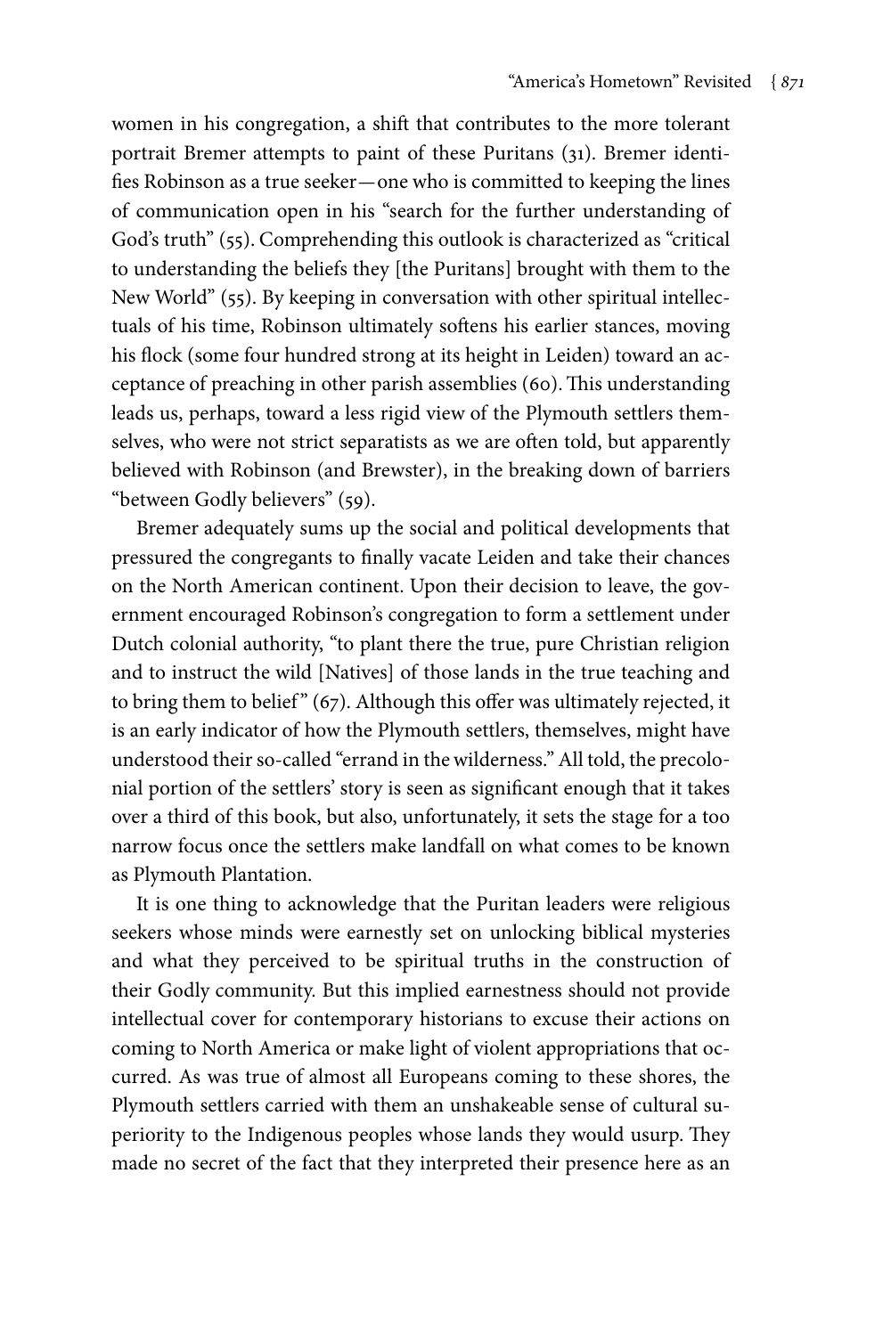women in his congregation, a shift that contributes to the more tolerant portrait Bremer attempts to paint of these Puritans (31). Bremer identifies Robinson as a true seeker—one who is committed to keeping the lines of communication open in his "search for the further understanding of God's truth" (55). Comprehending this outlook is characterized as "critical to understanding the beliefs they [the Puritans] brought with them to the New World" (55). By keeping in conversation with other spiritual intellectuals of his time, Robinson ultimately softens his earlier stances, moving his flock (some four hundred strong at its height in Leiden) toward an acceptance of preaching in other parish assemblies (60). This understanding leads us, perhaps, toward a less rigid view of the Plymouth settlers themselves, who were not strict separatists as we are often told, but apparently believed with Robinson (and Brewster), in the breaking down of barriers "between Godly believers" (59).

Bremer adequately sums up the social and political developments that pressured the congregants to finally vacate Leiden and take their chances on the North American continent. Upon their decision to leave, the government encouraged Robinson's congregation to form a settlement under Dutch colonial authority, "to plant there the true, pure Christian religion and to instruct the wild [Natives] of those lands in the true teaching and to bring them to belief" (67). Although this offer was ultimately rejected, it is an early indicator of how the Plymouth settlers, themselves, might have understood their so-called "errand in the wilderness." All told, the precolonial portion of the settlers' story is seen as significant enough that it takes over a third of this book, but also, unfortunately, it sets the stage for a too narrow focus once the settlers make landfall on what comes to be known as Plymouth Plantation.

It is one thing to acknowledge that the Puritan leaders were religious seekers whose minds were earnestly set on unlocking biblical mysteries and what they perceived to be spiritual truths in the construction of their Godly community. But this implied earnestness should not provide intellectual cover for contemporary historians to excuse their actions on coming to North America or make light of violent appropriations that occurred. As was true of almost all Europeans coming to these shores, the Plymouth settlers carried with them an unshakeable sense of cultural superiority to the Indigenous peoples whose lands they would usurp. They made no secret of the fact that they interpreted their presence here as an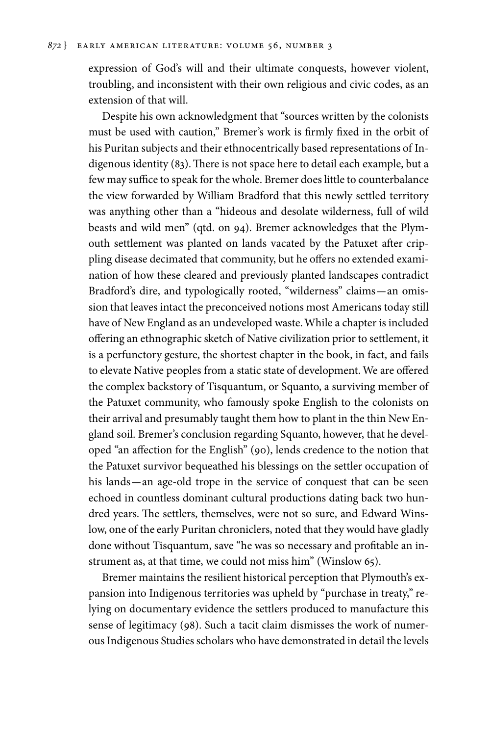expression of God's will and their ultimate conquests, however violent, troubling, and inconsistent with their own religious and civic codes, as an extension of that will.

Despite his own acknowledgment that "sources written by the colonists must be used with caution," Bremer's work is firmly fixed in the orbit of his Puritan subjects and their ethnocentrically based representations of Indigenous identity (83). There is not space here to detail each example, but a few may suffice to speak for the whole. Bremer does little to counterbalance the view forwarded by William Bradford that this newly settled territory was anything other than a "hideous and desolate wilderness, full of wild beasts and wild men" (qtd. on 94). Bremer acknowledges that the Plymouth settlement was planted on lands vacated by the Patuxet after crippling disease decimated that community, but he offers no extended examination of how these cleared and previously planted landscapes contradict Bradford's dire, and typologically rooted, "wilderness" claims—an omission that leaves intact the preconceived notions most Americans today still have of New England as an undeveloped waste. While a chapter is included offering an ethnographic sketch of Native civilization prior to settlement, it is a perfunctory gesture, the shortest chapter in the book, in fact, and fails to elevate Native peoples from a static state of development. We are offered the complex backstory of Tisquantum, or Squanto, a surviving member of the Patuxet community, who famously spoke English to the colonists on their arrival and presumably taught them how to plant in the thin New England soil. Bremer's conclusion regarding Squanto, however, that he developed "an affection for the English" (90), lends credence to the notion that the Patuxet survivor bequeathed his blessings on the settler occupation of his lands—an age-old trope in the service of conquest that can be seen echoed in countless dominant cultural productions dating back two hundred years. The settlers, themselves, were not so sure, and Edward Winslow, one of the early Puritan chroniclers, noted that they would have gladly done without Tisquantum, save "he was so necessary and profitable an instrument as, at that time, we could not miss him" (Winslow 65).

Bremer maintains the resilient historical perception that Plymouth's expansion into Indigenous territories was upheld by "purchase in treaty," relying on documentary evidence the settlers produced to manufacture this sense of legitimacy (98). Such a tacit claim dismisses the work of numerous Indigenous Studies scholars who have demonstrated in detail the levels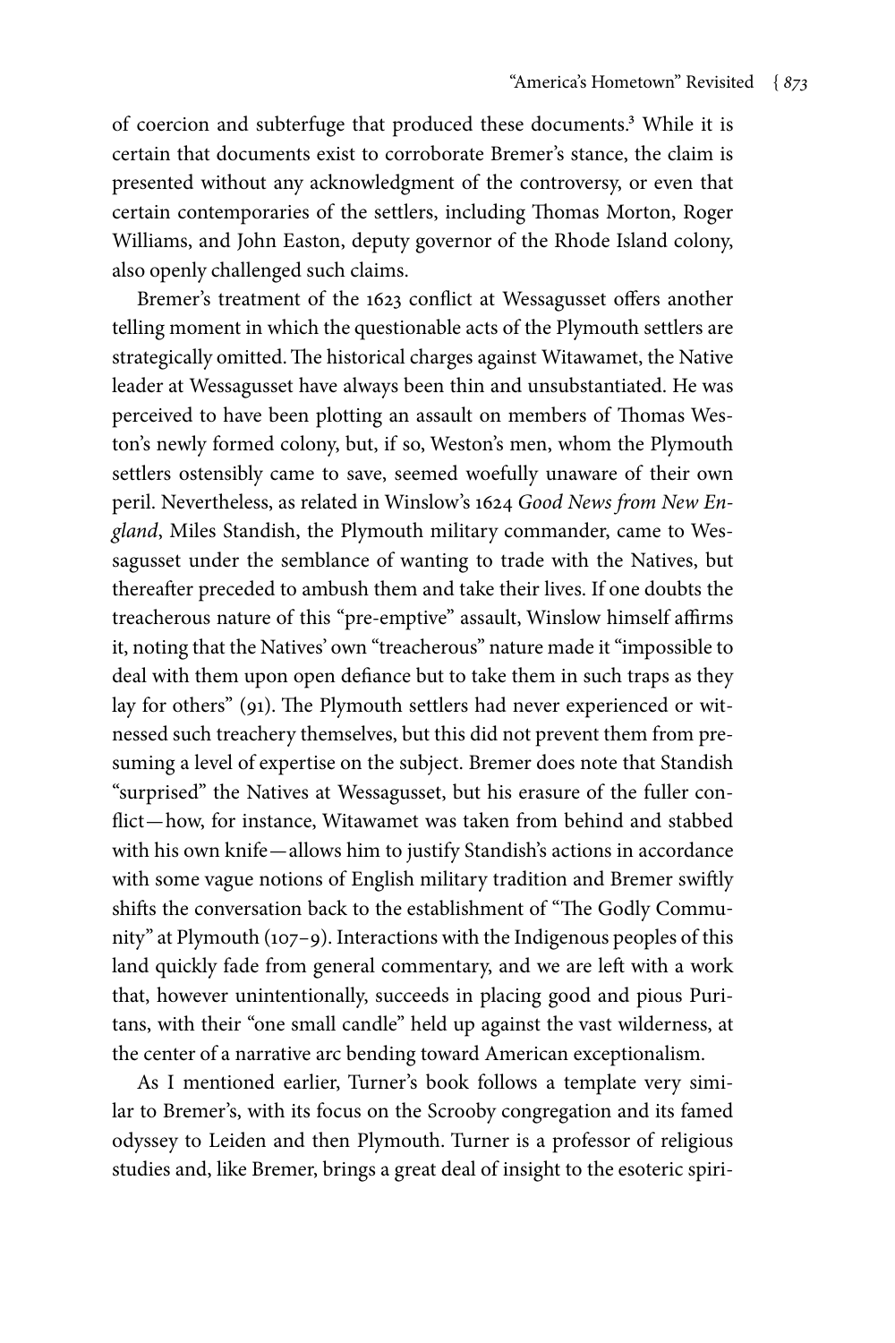of coercion and subterfuge that produced these documents.[3] While it is certain that documents exist to corroborate Bremer's stance, the claim is presented without any acknowledgment of the controversy, or even that certain contemporaries of the settlers, including Thomas Morton, Roger Williams, and John Easton, deputy governor of the Rhode Island colony, also openly challenged such claims.

Bremer's treatment of the 1623 conflict at Wessagusset offers another telling moment in which the questionable acts of the Plymouth settlers are strategically omitted. The historical charges against Witawamet, the Native leader at Wessagusset have always been thin and unsubstantiated. He was perceived to have been plotting an assault on members of Thomas Weston's newly formed colony, but, if so, Weston's men, whom the Plymouth settlers ostensibly came to save, seemed woefully unaware of their own peril. Nevertheless, as related in Winslow's 1624 *Good News from New England*, Miles Standish, the Plymouth military commander, came to Wessagusset under the semblance of wanting to trade with the Natives, but thereafter preceded to ambush them and take their lives. If one doubts the treacherous nature of this "pre-emptive" assault, Winslow himself affirms it, noting that the Natives' own "treacherous" nature made it "impossible to deal with them upon open defiance but to take them in such traps as they lay for others" (91). The Plymouth settlers had never experienced or witnessed such treachery themselves, but this did not prevent them from presuming a level of expertise on the subject. Bremer does note that Standish "surprised" the Natives at Wessagusset, but his erasure of the fuller conflict—how, for instance, Witawamet was taken from behind and stabbed with his own knife—allows him to justify Standish's actions in accordance with some vague notions of English military tradition and Bremer swiftly shifts the conversation back to the establishment of "The Godly Community" at Plymouth (107–9). Interactions with the Indigenous peoples of this land quickly fade from general commentary, and we are left with a work that, however unintentionally, succeeds in placing good and pious Puritans, with their "one small candle" held up against the vast wilderness, at the center of a narrative arc bending toward American exceptionalism.

As I mentioned earlier, Turner's book follows a template very similar to Bremer's, with its focus on the Scrooby congregation and its famed odyssey to Leiden and then Plymouth. Turner is a professor of religious studies and, like Bremer, brings a great deal of insight to the esoteric spiri-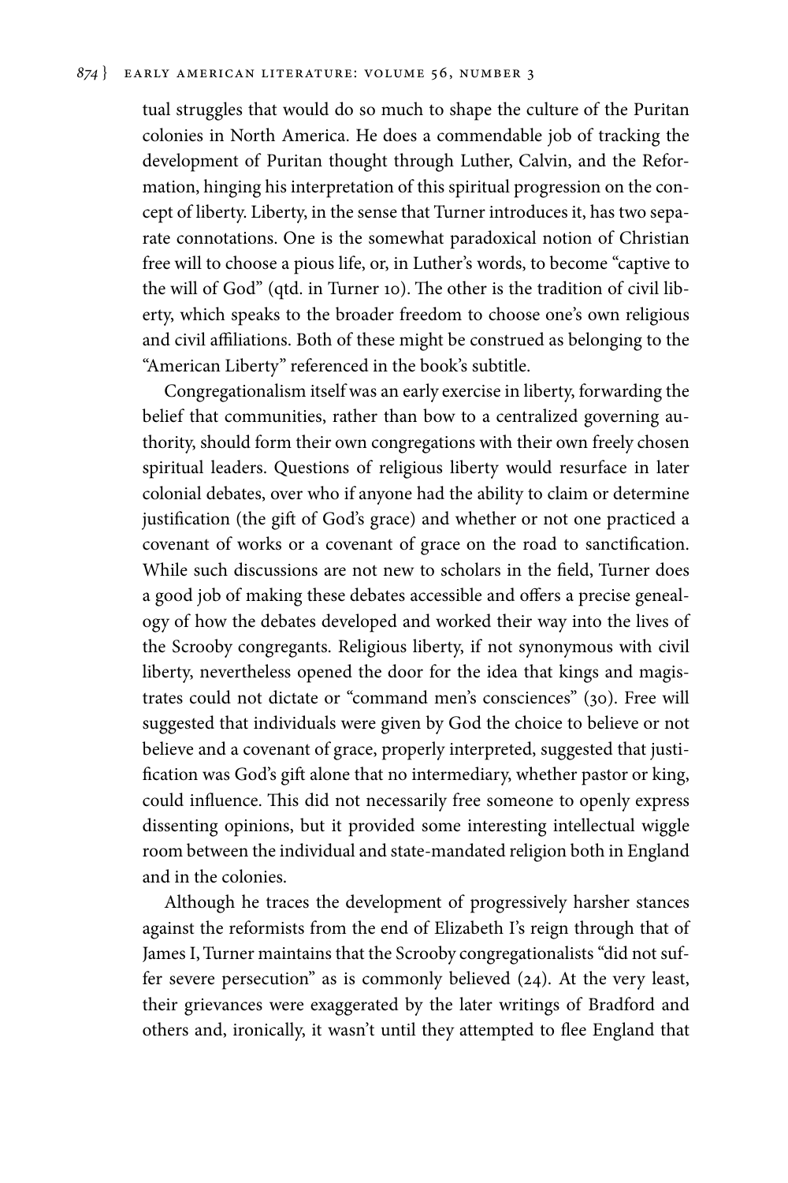tual struggles that would do so much to shape the culture of the Puritan colonies in North America. He does a commendable job of tracking the development of Puritan thought through Luther, Calvin, and the Reformation, hinging his interpretation of this spiritual progression on the concept of liberty. Liberty, in the sense that Turner introduces it, has two separate connotations. One is the somewhat paradoxical notion of Christian free will to choose a pious life, or, in Luther's words, to become "captive to the will of God" (qtd. in Turner 10). The other is the tradition of civil liberty, which speaks to the broader freedom to choose one's own religious and civil affiliations. Both of these might be construed as belonging to the "American Liberty" referenced in the book's subtitle.

Congregationalism itself was an early exercise in liberty, forwarding the belief that communities, rather than bow to a centralized governing authority, should form their own congregations with their own freely chosen spiritual leaders. Questions of religious liberty would resurface in later colonial debates, over who if anyone had the ability to claim or determine justification (the gift of God's grace) and whether or not one practiced a covenant of works or a covenant of grace on the road to sanctification. While such discussions are not new to scholars in the field, Turner does a good job of making these debates accessible and offers a precise genealogy of how the debates developed and worked their way into the lives of the Scrooby congregants. Religious liberty, if not synonymous with civil liberty, nevertheless opened the door for the idea that kings and magistrates could not dictate or "command men's consciences" (30). Free will suggested that individuals were given by God the choice to believe or not believe and a covenant of grace, properly interpreted, suggested that justification was God's gift alone that no intermediary, whether pastor or king, could influence. This did not necessarily free someone to openly express dissenting opinions, but it provided some interesting intellectual wiggle room between the individual and state-mandated religion both in England and in the colonies.

Although he traces the development of progressively harsher stances against the reformists from the end of Elizabeth I's reign through that of James I, Turner maintains that the Scrooby congregationalists "did not suffer severe persecution" as is commonly believed (24). At the very least, their grievances were exaggerated by the later writings of Bradford and others and, ironically, it wasn't until they attempted to flee England that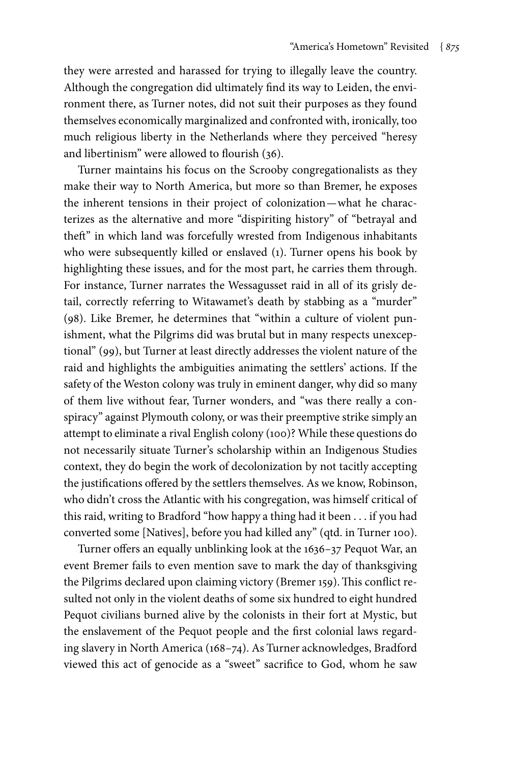they were arrested and harassed for trying to illegally leave the country. Although the congregation did ultimately find its way to Leiden, the environment there, as Turner notes, did not suit their purposes as they found themselves economically marginalized and confronted with, ironically, too much religious liberty in the Netherlands where they perceived "heresy and libertinism" were allowed to flourish (36).

Turner maintains his focus on the Scrooby congregationalists as they make their way to North America, but more so than Bremer, he exposes the inherent tensions in their project of colonization—what he characterizes as the alternative and more "dispiriting history" of "betrayal and theft" in which land was forcefully wrested from Indigenous inhabitants who were subsequently killed or enslaved (1). Turner opens his book by highlighting these issues, and for the most part, he carries them through. For instance, Turner narrates the Wessagusset raid in all of its grisly detail, correctly referring to Witawamet's death by stabbing as a "murder" (98). Like Bremer, he determines that "within a culture of violent punishment, what the Pilgrims did was brutal but in many respects unexceptional" (99), but Turner at least directly addresses the violent nature of the raid and highlights the ambiguities animating the settlers' actions. If the safety of the Weston colony was truly in eminent danger, why did so many of them live without fear, Turner wonders, and "was there really a conspiracy" against Plymouth colony, or was their preemptive strike simply an attempt to eliminate a rival English colony (100)? While these questions do not necessarily situate Turner's scholarship within an Indigenous Studies context, they do begin the work of decolonization by not tacitly accepting the justifications offered by the settlers themselves. As we know, Robinson, who didn't cross the Atlantic with his congregation, was himself critical of this raid, writing to Bradford "how happy a thing had it been . . . if you had converted some [Natives], before you had killed any" (qtd. in Turner 100).

Turner offers an equally unblinking look at the 1636–37 Pequot War, an event Bremer fails to even mention save to mark the day of thanksgiving the Pilgrims declared upon claiming victory (Bremer 159). This conflict resulted not only in the violent deaths of some six hundred to eight hundred Pequot civilians burned alive by the colonists in their fort at Mystic, but the enslavement of the Pequot people and the first colonial laws regarding slavery in North America (168–74). As Turner acknowledges, Bradford viewed this act of genocide as a "sweet" sacrifice to God, whom he saw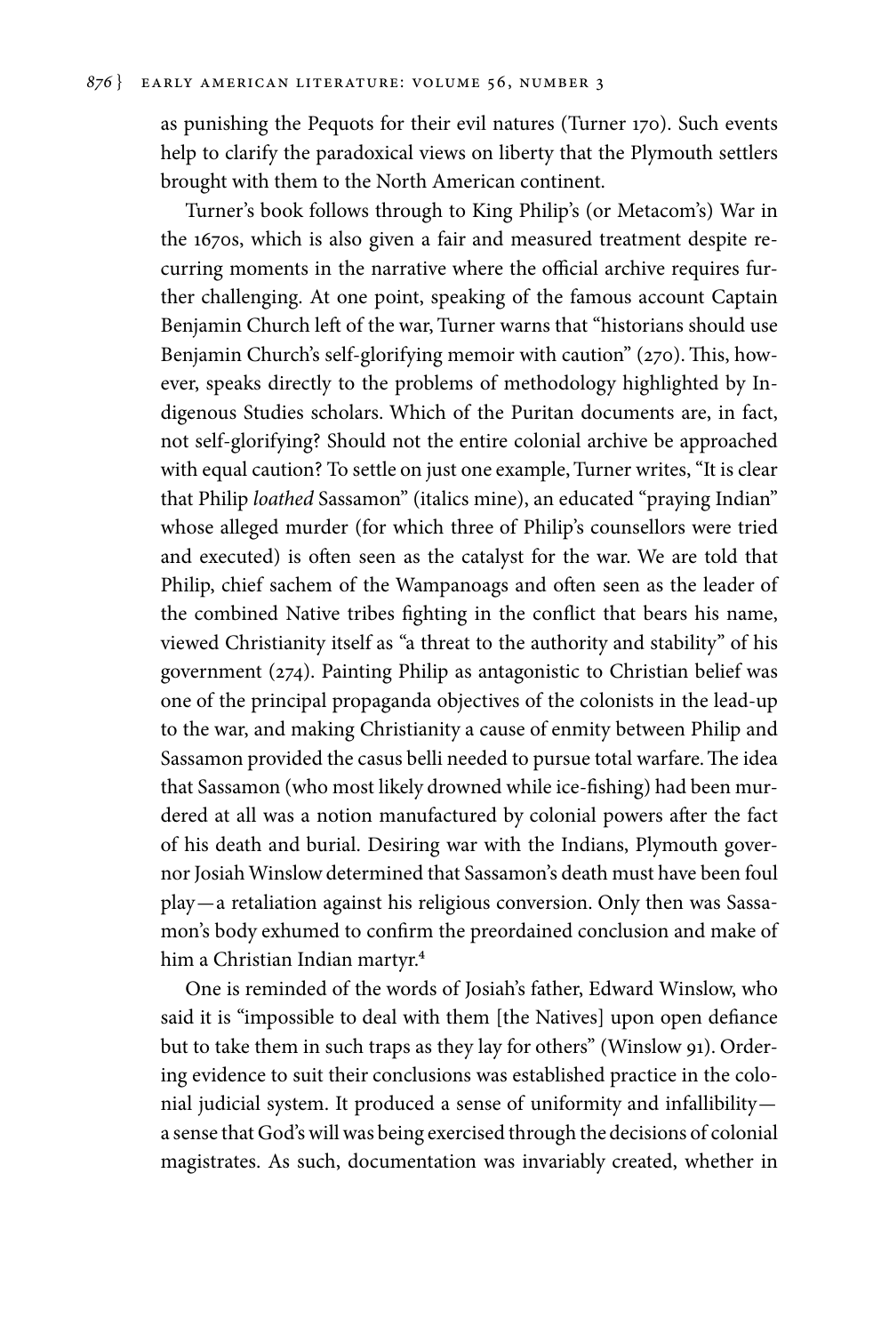as punishing the Pequots for their evil natures (Turner 170). Such events help to clarify the paradoxical views on liberty that the Plymouth settlers brought with them to the North American continent.

Turner's book follows through to King Philip's (or Metacom's) War in the 1670s, which is also given a fair and measured treatment despite recurring moments in the narrative where the official archive requires further challenging. At one point, speaking of the famous account Captain Benjamin Church left of the war, Turner warns that "historians should use Benjamin Church's self-glorifying memoir with caution" (270). This, however, speaks directly to the problems of methodology highlighted by Indigenous Studies scholars. Which of the Puritan documents are, in fact, not self-glorifying? Should not the entire colonial archive be approached with equal caution? To settle on just one example, Turner writes, "It is clear that Philip *loathed* Sassamon" (italics mine), an educated "praying Indian" whose alleged murder (for which three of Philip's counsellors were tried and executed) is often seen as the catalyst for the war. We are told that Philip, chief sachem of the Wampanoags and often seen as the leader of the combined Native tribes fighting in the conflict that bears his name, viewed Christianity itself as "a threat to the authority and stability" of his government (274). Painting Philip as antagonistic to Christian belief was one of the principal propaganda objectives of the colonists in the lead-up to the war, and making Christianity a cause of enmity between Philip and Sassamon provided the casus belli needed to pursue total warfare. The idea that Sassamon (who most likely drowned while ice-fishing) had been murdered at all was a notion manufactured by colonial powers after the fact of his death and burial. Desiring war with the Indians, Plymouth governor Josiah Winslow determined that Sassamon's death must have been foul play—a retaliation against his religious conversion. Only then was Sassamon's body exhumed to confirm the preordained conclusion and make of him a Christian Indian martyr.[4]

One is reminded of the words of Josiah's father, Edward Winslow, who said it is "impossible to deal with them [the Natives] upon open defiance but to take them in such traps as they lay for others" (Winslow 91). Ordering evidence to suit their conclusions was established practice in the colonial judicial system. It produced a sense of uniformity and infallibility—a sense that God's will was being exercised through the decisions of colonial magistrates. As such, documentation was invariably created, whether in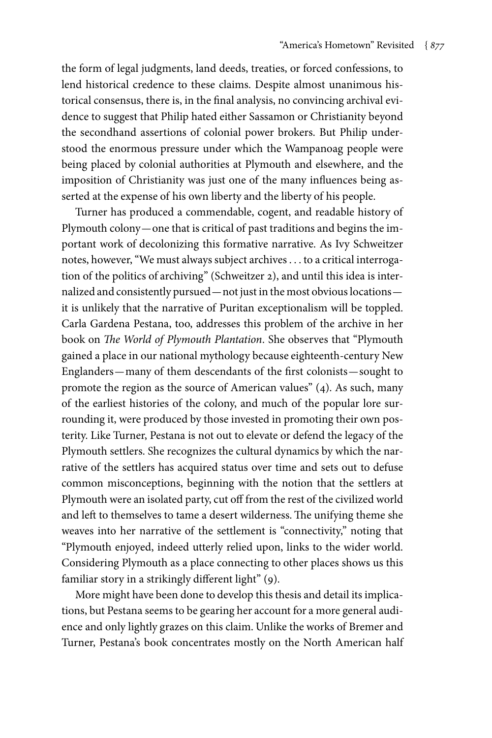the form of legal judgments, land deeds, treaties, or forced confessions, to lend historical credence to these claims. Despite almost unanimous historical consensus, there is, in the final analysis, no convincing archival evidence to suggest that Philip hated either Sassamon or Christianity beyond the secondhand assertions of colonial power brokers. But Philip understood the enormous pressure under which the Wampanoag people were being placed by colonial authorities at Plymouth and elsewhere, and the imposition of Christianity was just one of the many influences being asserted at the expense of his own liberty and the liberty of his people.

Turner has produced a commendable, cogent, and readable history of Plymouth colony—one that is critical of past traditions and begins the important work of decolonizing this formative narrative. As Ivy Schweitzer notes, however, "We must always subject archives . . . to a critical interrogation of the politics of archiving" (Schweitzer 2), and until this idea is internalized and consistently pursued—not just in the most obvious locations—it is unlikely that the narrative of Puritan exceptionalism will be toppled. Carla Gardena Pestana, too, addresses this problem of the archive in her book on *The World of Plymouth Plantation*. She observes that "Plymouth gained a place in our national mythology because eighteenth-century New Englanders—many of them descendants of the first colonists—sought to promote the region as the source of American values" (4). As such, many of the earliest histories of the colony, and much of the popular lore surrounding it, were produced by those invested in promoting their own posterity. Like Turner, Pestana is not out to elevate or defend the legacy of the Plymouth settlers. She recognizes the cultural dynamics by which the narrative of the settlers has acquired status over time and sets out to defuse common misconceptions, beginning with the notion that the settlers at Plymouth were an isolated party, cut off from the rest of the civilized world and left to themselves to tame a desert wilderness. The unifying theme she weaves into her narrative of the settlement is "connectivity," noting that "Plymouth enjoyed, indeed utterly relied upon, links to the wider world. Considering Plymouth as a place connecting to other places shows us this familiar story in a strikingly different light" (9).

More might have been done to develop this thesis and detail its implications, but Pestana seems to be gearing her account for a more general audience and only lightly grazes on this claim. Unlike the works of Bremer and Turner, Pestana's book concentrates mostly on the North American half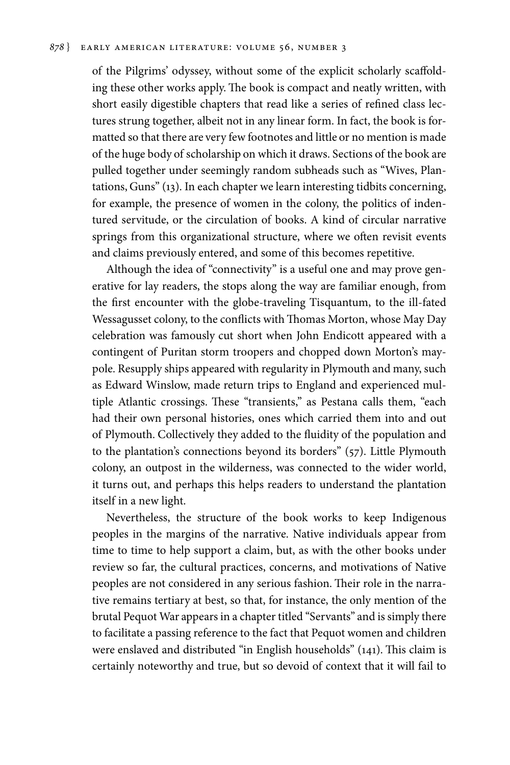of the Pilgrims' odyssey, without some of the explicit scholarly scaffolding these other works apply. The book is compact and neatly written, with short easily digestible chapters that read like a series of refined class lectures strung together, albeit not in any linear form. In fact, the book is formatted so that there are very few footnotes and little or no mention is made of the huge body of scholarship on which it draws. Sections of the book are pulled together under seemingly random subheads such as "Wives, Plantations, Guns" (13). In each chapter we learn interesting tidbits concerning, for example, the presence of women in the colony, the politics of indentured servitude, or the circulation of books. A kind of circular narrative springs from this organizational structure, where we often revisit events and claims previously entered, and some of this becomes repetitive.

Although the idea of "connectivity" is a useful one and may prove generative for lay readers, the stops along the way are familiar enough, from the first encounter with the globe-traveling Tisquantum, to the ill-fated Wessagusset colony, to the conflicts with Thomas Morton, whose May Day celebration was famously cut short when John Endicott appeared with a contingent of Puritan storm troopers and chopped down Morton's maypole. Resupply ships appeared with regularity in Plymouth and many, such as Edward Winslow, made return trips to England and experienced multiple Atlantic crossings. These "transients," as Pestana calls them, "each had their own personal histories, ones which carried them into and out of Plymouth. Collectively they added to the fluidity of the population and to the plantation's connections beyond its borders" (57). Little Plymouth colony, an outpost in the wilderness, was connected to the wider world, it turns out, and perhaps this helps readers to understand the plantation itself in a new light.

Nevertheless, the structure of the book works to keep Indigenous peoples in the margins of the narrative. Native individuals appear from time to time to help support a claim, but, as with the other books under review so far, the cultural practices, concerns, and motivations of Native peoples are not considered in any serious fashion. Their role in the narrative remains tertiary at best, so that, for instance, the only mention of the brutal Pequot War appears in a chapter titled "Servants" and is simply there to facilitate a passing reference to the fact that Pequot women and children were enslaved and distributed "in English households" (141). This claim is certainly noteworthy and true, but so devoid of context that it will fail to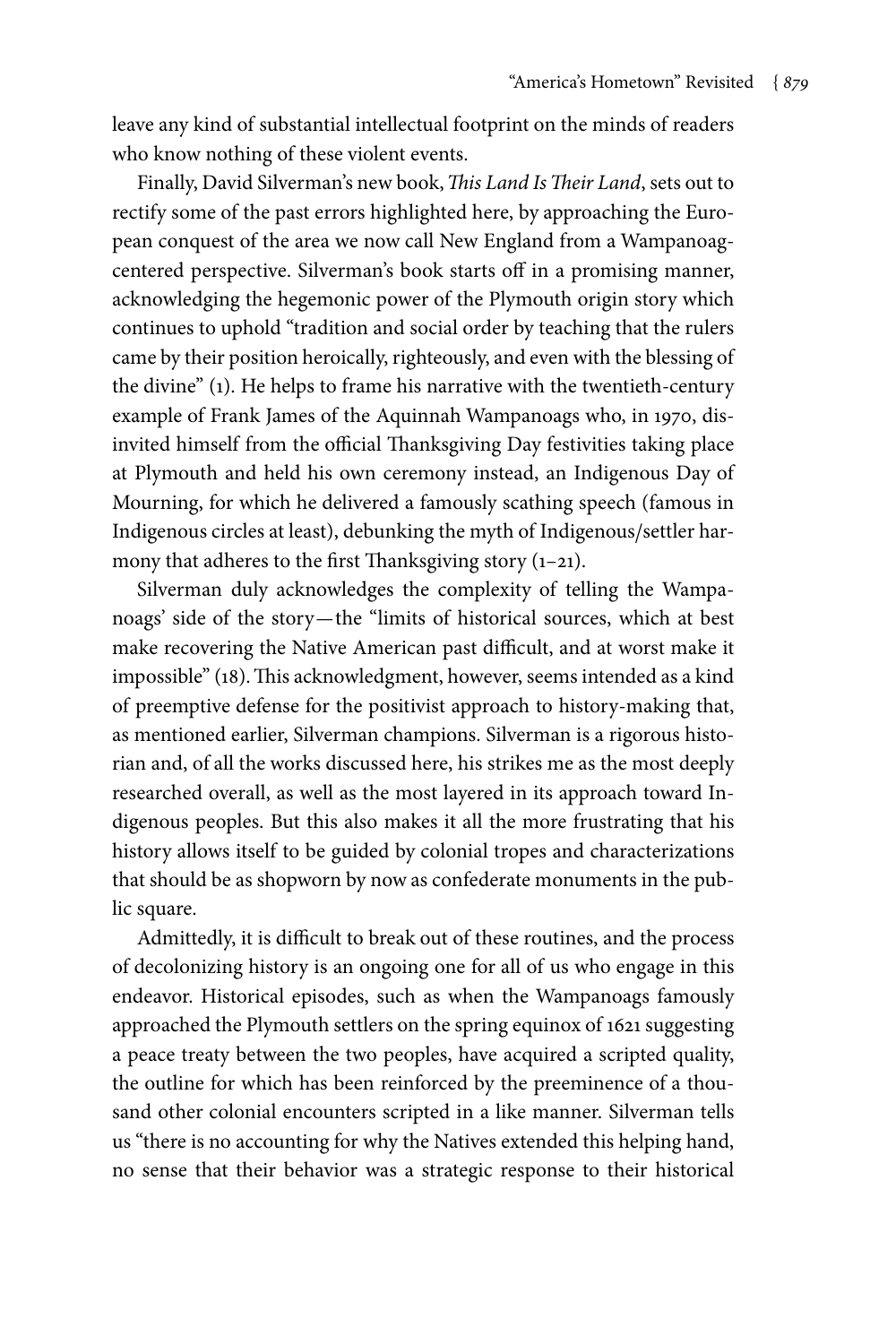leave any kind of substantial intellectual footprint on the minds of readers who know nothing of these violent events.

Finally, David Silverman's new book, *This Land Is Their Land*, sets out to rectify some of the past errors highlighted here, by approaching the European conquest of the area we now call New England from a Wampanoag-centered perspective. Silverman's book starts off in a promising manner, acknowledging the hegemonic power of the Plymouth origin story which continues to uphold "tradition and social order by teaching that the rulers came by their position heroically, righteously, and even with the blessing of the divine" (1). He helps to frame his narrative with the twentieth-century example of Frank James of the Aquinnah Wampanoags who, in 1970, disinvited himself from the official Thanksgiving Day festivities taking place at Plymouth and held his own ceremony instead, an Indigenous Day of Mourning, for which he delivered a famously scathing speech (famous in Indigenous circles at least), debunking the myth of Indigenous/settler harmony that adheres to the first Thanksgiving story (1–21).

Silverman duly acknowledges the complexity of telling the Wampanoags' side of the story—the "limits of historical sources, which at best make recovering the Native American past difficult, and at worst make it impossible" (18). This acknowledgment, however, seems intended as a kind of preemptive defense for the positivist approach to history-making that, as mentioned earlier, Silverman champions. Silverman is a rigorous historian and, of all the works discussed here, his strikes me as the most deeply researched overall, as well as the most layered in its approach toward Indigenous peoples. But this also makes it all the more frustrating that his history allows itself to be guided by colonial tropes and characterizations that should be as shopworn by now as confederate monuments in the public square.

Admittedly, it is difficult to break out of these routines, and the process of decolonizing history is an ongoing one for all of us who engage in this endeavor. Historical episodes, such as when the Wampanoags famously approached the Plymouth settlers on the spring equinox of 1621 suggesting a peace treaty between the two peoples, have acquired a scripted quality, the outline for which has been reinforced by the preeminence of a thousand other colonial encounters scripted in a like manner. Silverman tells us "there is no accounting for why the Natives extended this helping hand, no sense that their behavior was a strategic response to their historical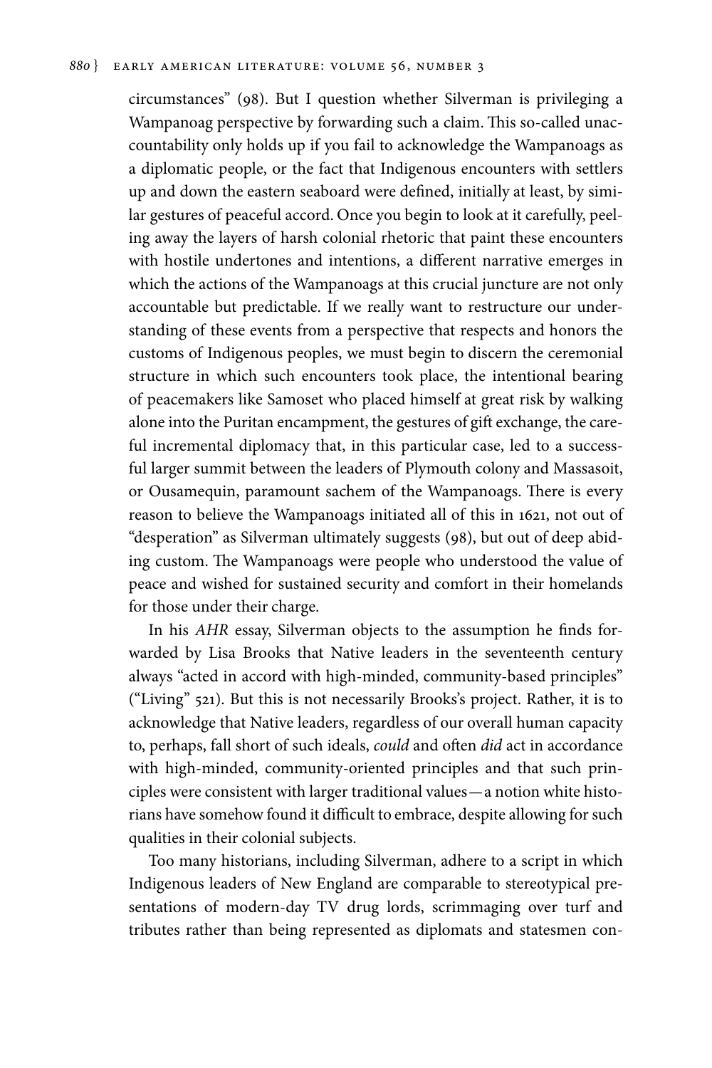circumstances" (98). But I question whether Silverman is privileging a Wampanoag perspective by forwarding such a claim. This so-called unaccountability only holds up if you fail to acknowledge the Wampanoags as a diplomatic people, or the fact that Indigenous encounters with settlers up and down the eastern seaboard were defined, initially at least, by similar gestures of peaceful accord. Once you begin to look at it carefully, peeling away the layers of harsh colonial rhetoric that paint these encounters with hostile undertones and intentions, a different narrative emerges in which the actions of the Wampanoags at this crucial juncture are not only accountable but predictable. If we really want to restructure our understanding of these events from a perspective that respects and honors the customs of Indigenous peoples, we must begin to discern the ceremonial structure in which such encounters took place, the intentional bearing of peacemakers like Samoset who placed himself at great risk by walking alone into the Puritan encampment, the gestures of gift exchange, the careful incremental diplomacy that, in this particular case, led to a successful larger summit between the leaders of Plymouth colony and Massasoit, or Ousamequin, paramount sachem of the Wampanoags. There is every reason to believe the Wampanoags initiated all of this in 1621, not out of "desperation" as Silverman ultimately suggests (98), but out of deep abiding custom. The Wampanoags were people who understood the value of peace and wished for sustained security and comfort in their homelands for those under their charge.

In his *AHR* essay, Silverman objects to the assumption he finds forwarded by Lisa Brooks that Native leaders in the seventeenth century always "acted in accord with high-minded, community-based principles" ("Living" 521). But this is not necessarily Brooks's project. Rather, it is to acknowledge that Native leaders, regardless of our overall human capacity to, perhaps, fall short of such ideals, *could* and often *did* act in accordance with high-minded, community-oriented principles and that such principles were consistent with larger traditional values—a notion white historians have somehow found it difficult to embrace, despite allowing for such qualities in their colonial subjects.

Too many historians, including Silverman, adhere to a script in which Indigenous leaders of New England are comparable to stereotypical presentations of modern-day TV drug lords, scrimmaging over turf and tributes rather than being represented as diplomats and statesmen con-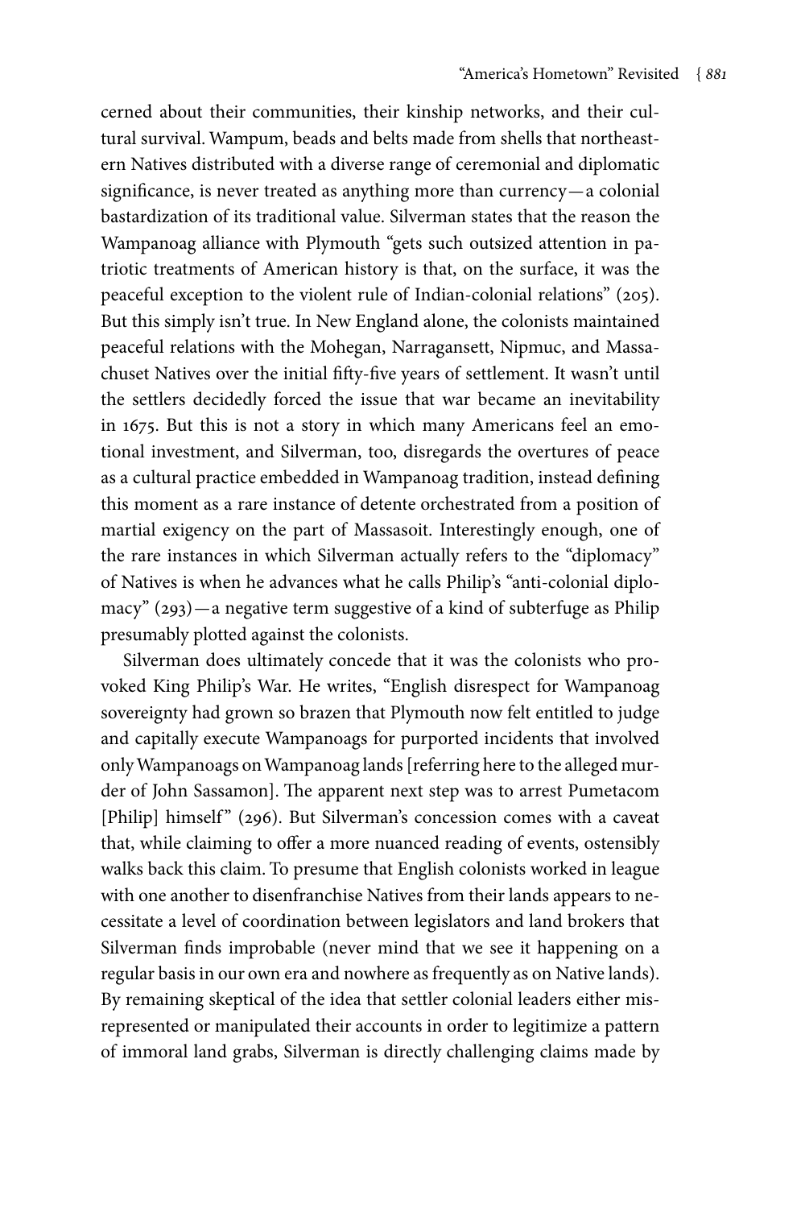cerned about their communities, their kinship networks, and their cultural survival. Wampum, beads and belts made from shells that northeastern Natives distributed with a diverse range of ceremonial and diplomatic significance, is never treated as anything more than currency—a colonial bastardization of its traditional value. Silverman states that the reason the Wampanoag alliance with Plymouth "gets such outsized attention in patriotic treatments of American history is that, on the surface, it was the peaceful exception to the violent rule of Indian-colonial relations" (205). But this simply isn't true. In New England alone, the colonists maintained peaceful relations with the Mohegan, Narragansett, Nipmuc, and Massachuset Natives over the initial fifty-five years of settlement. It wasn't until the settlers decidedly forced the issue that war became an inevitability in 1675. But this is not a story in which many Americans feel an emotional investment, and Silverman, too, disregards the overtures of peace as a cultural practice embedded in Wampanoag tradition, instead defining this moment as a rare instance of detente orchestrated from a position of martial exigency on the part of Massasoit. Interestingly enough, one of the rare instances in which Silverman actually refers to the "diplomacy" of Natives is when he advances what he calls Philip's "anti-colonial diplomacy" (293)—a negative term suggestive of a kind of subterfuge as Philip presumably plotted against the colonists.

Silverman does ultimately concede that it was the colonists who provoked King Philip's War. He writes, "English disrespect for Wampanoag sovereignty had grown so brazen that Plymouth now felt entitled to judge and capitally execute Wampanoags for purported incidents that involved only Wampanoags on Wampanoag lands [referring here to the alleged murder of John Sassamon]. The apparent next step was to arrest Pumetacom [Philip] himself" (296). But Silverman's concession comes with a caveat that, while claiming to offer a more nuanced reading of events, ostensibly walks back this claim. To presume that English colonists worked in league with one another to disenfranchise Natives from their lands appears to necessitate a level of coordination between legislators and land brokers that Silverman finds improbable (never mind that we see it happening on a regular basis in our own era and nowhere as frequently as on Native lands). By remaining skeptical of the idea that settler colonial leaders either misrepresented or manipulated their accounts in order to legitimize a pattern of immoral land grabs, Silverman is directly challenging claims made by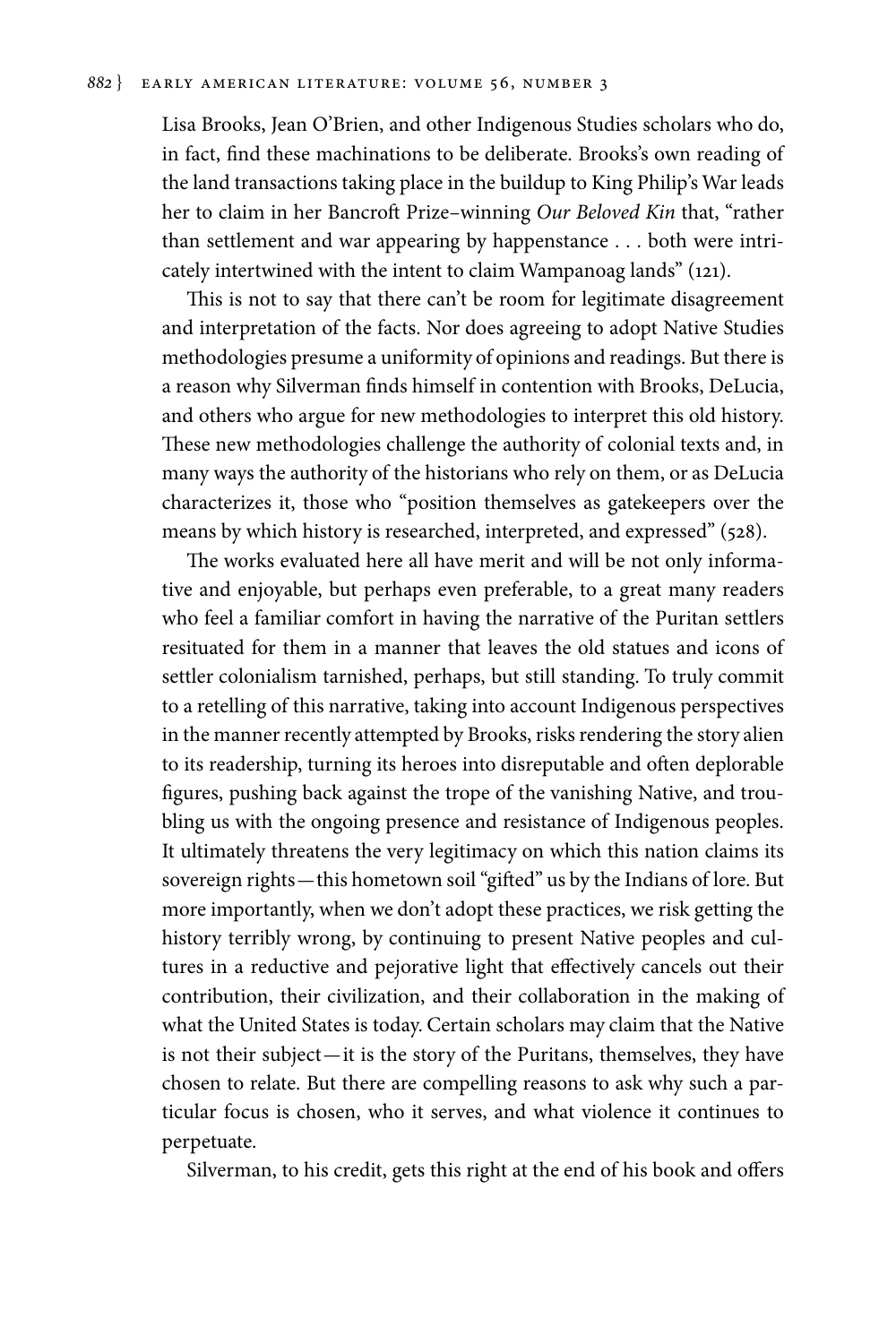Lisa Brooks, Jean O'Brien, and other Indigenous Studies scholars who do, in fact, find these machinations to be deliberate. Brooks's own reading of the land transactions taking place in the buildup to King Philip's War leads her to claim in her Bancroft Prize–winning *Our Beloved Kin* that, "rather than settlement and war appearing by happenstance . . . both were intricately intertwined with the intent to claim Wampanoag lands" (121).

This is not to say that there can't be room for legitimate disagreement and interpretation of the facts. Nor does agreeing to adopt Native Studies methodologies presume a uniformity of opinions and readings. But there is a reason why Silverman finds himself in contention with Brooks, DeLucia, and others who argue for new methodologies to interpret this old history. These new methodologies challenge the authority of colonial texts and, in many ways the authority of the historians who rely on them, or as DeLucia characterizes it, those who "position themselves as gatekeepers over the means by which history is researched, interpreted, and expressed" (528).

The works evaluated here all have merit and will be not only informative and enjoyable, but perhaps even preferable, to a great many readers who feel a familiar comfort in having the narrative of the Puritan settlers resituated for them in a manner that leaves the old statues and icons of settler colonialism tarnished, perhaps, but still standing. To truly commit to a retelling of this narrative, taking into account Indigenous perspectives in the manner recently attempted by Brooks, risks rendering the story alien to its readership, turning its heroes into disreputable and often deplorable figures, pushing back against the trope of the vanishing Native, and troubling us with the ongoing presence and resistance of Indigenous peoples. It ultimately threatens the very legitimacy on which this nation claims its sovereign rights—this hometown soil "gifted" us by the Indians of lore. But more importantly, when we don't adopt these practices, we risk getting the history terribly wrong, by continuing to present Native peoples and cultures in a reductive and pejorative light that effectively cancels out their contribution, their civilization, and their collaboration in the making of what the United States is today. Certain scholars may claim that the Native is not their subject—it is the story of the Puritans, themselves, they have chosen to relate. But there are compelling reasons to ask why such a particular focus is chosen, who it serves, and what violence it continues to perpetuate.

Silverman, to his credit, gets this right at the end of his book and offers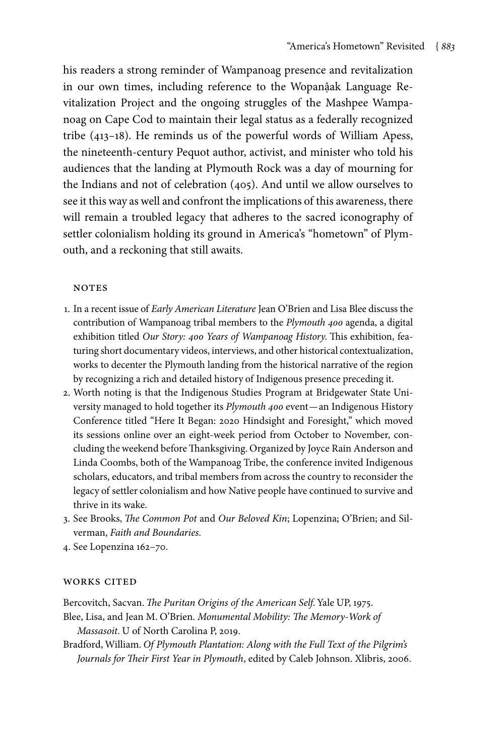his readers a strong reminder of Wampanoag presence and revitalization in our own times, including reference to the Wopanâak Language Revitalization Project and the ongoing struggles of the Mashpee Wampanoag on Cape Cod to maintain their legal status as a federally recognized tribe (413–18). He reminds us of the powerful words of William Apess, the nineteenth-century Pequot author, activist, and minister who told his audiences that the landing at Plymouth Rock was a day of mourning for the Indians and not of celebration (405). And until we allow ourselves to see it this way as well and confront the implications of this awareness, there will remain a troubled legacy that adheres to the sacred iconography of settler colonialism holding its ground in America's "hometown" of Plymouth, and a reckoning that still awaits.

## NOTES

1. In a recent issue of *Early American Literature* Jean O'Brien and Lisa Blee discuss the contribution of Wampanoag tribal members to the *Plymouth 400* agenda, a digital exhibition titled *Our Story: 400 Years of Wampanoag History*. This exhibition, featuring short documentary videos, interviews, and other historical contextualization, works to decenter the Plymouth landing from the historical narrative of the region by recognizing a rich and detailed history of Indigenous presence preceding it.
2. Worth noting is that the Indigenous Studies Program at Bridgewater State University managed to hold together its *Plymouth 400* event—an Indigenous History Conference titled "Here It Began: 2020 Hindsight and Foresight," which moved its sessions online over an eight-week period from October to November, concluding the weekend before Thanksgiving. Organized by Joyce Rain Anderson and Linda Coombs, both of the Wampanoag Tribe, the conference invited Indigenous scholars, educators, and tribal members from across the country to reconsider the legacy of settler colonialism and how Native people have continued to survive and thrive in its wake.
3. See Brooks, *The Common Pot* and *Our Beloved Kin*; Lopenzina; O'Brien; and Silverman, *Faith and Boundaries*.
4. See Lopenzina 162–70.

## WORKS CITED

Bercovitch, Sacvan. *The Puritan Origins of the American Self*. Yale UP, 1975.

Blee, Lisa, and Jean M. O'Brien. *Monumental Mobility: The Memory-Work of Massasoit*. U of North Carolina P, 2019.

Bradford, William. *Of Plymouth Plantation: Along with the Full Text of the Pilgrim's Journals for Their First Year in Plymouth*, edited by Caleb Johnson. Xlibris, 2006.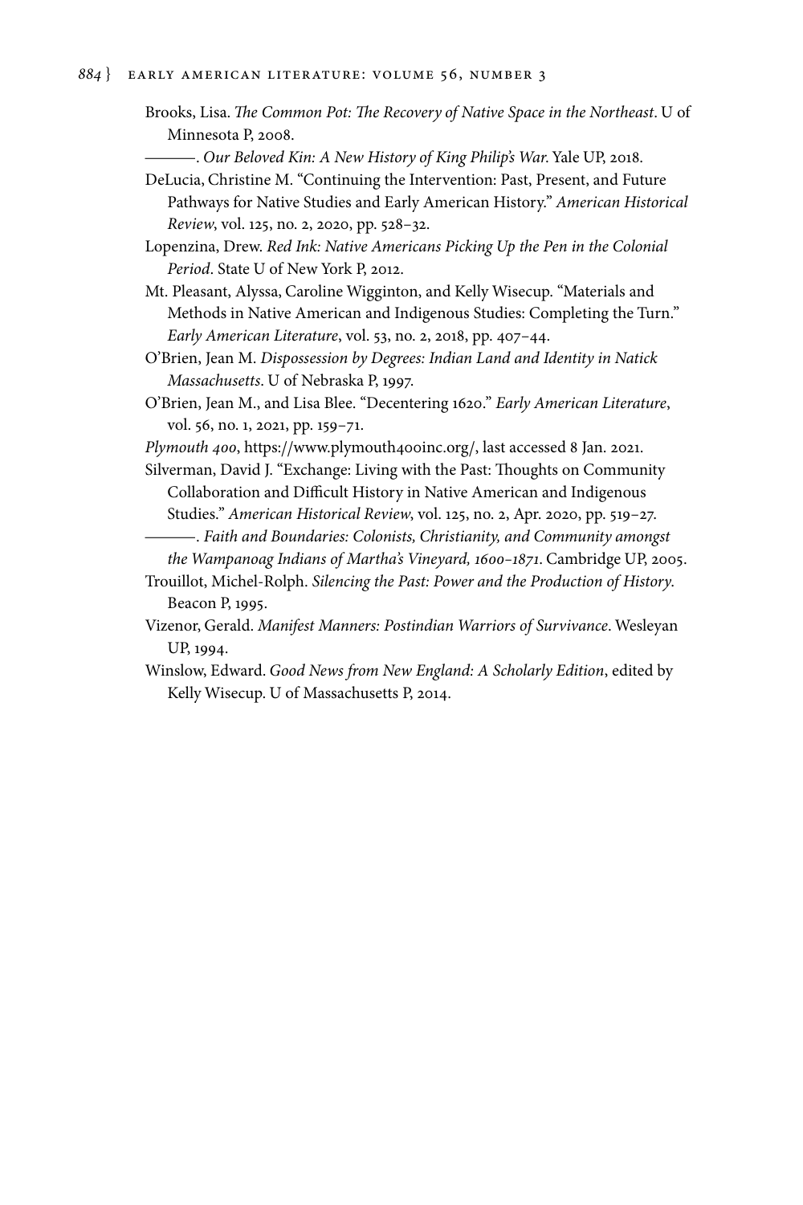Brooks, Lisa. *The Common Pot: The Recovery of Native Space in the Northeast*. U of Minnesota P, 2008.

———. *Our Beloved Kin: A New History of King Philip's War*. Yale UP, 2018.

DeLucia, Christine M. "Continuing the Intervention: Past, Present, and Future Pathways for Native Studies and Early American History." *American Historical Review*, vol. 125, no. 2, 2020, pp. 528–32.

Lopenzina, Drew. *Red Ink: Native Americans Picking Up the Pen in the Colonial Period*. State U of New York P, 2012.

Mt. Pleasant, Alyssa, Caroline Wigginton, and Kelly Wisecup. "Materials and Methods in Native American and Indigenous Studies: Completing the Turn." *Early American Literature*, vol. 53, no. 2, 2018, pp. 407–44.

O'Brien, Jean M. *Dispossession by Degrees: Indian Land and Identity in Natick Massachusetts*. U of Nebraska P, 1997.

O'Brien, Jean M., and Lisa Blee. "Decentering 1620." *Early American Literature*, vol. 56, no. 1, 2021, pp. 159–71.

*Plymouth 400*, https://www.plymouth400inc.org/, last accessed 8 Jan. 2021.

Silverman, David J. "Exchange: Living with the Past: Thoughts on Community Collaboration and Difficult History in Native American and Indigenous Studies." *American Historical Review*, vol. 125, no. 2, Apr. 2020, pp. 519–27.

———. *Faith and Boundaries: Colonists, Christianity, and Community amongst the Wampanoag Indians of Martha's Vineyard, 1600–1871*. Cambridge UP, 2005.

Trouillot, Michel-Rolph. *Silencing the Past: Power and the Production of History*. Beacon P, 1995.

Vizenor, Gerald. *Manifest Manners: Postindian Warriors of Survivance*. Wesleyan UP, 1994.

Winslow, Edward. *Good News from New England: A Scholarly Edition*, edited by Kelly Wisecup. U of Massachusetts P, 2014.